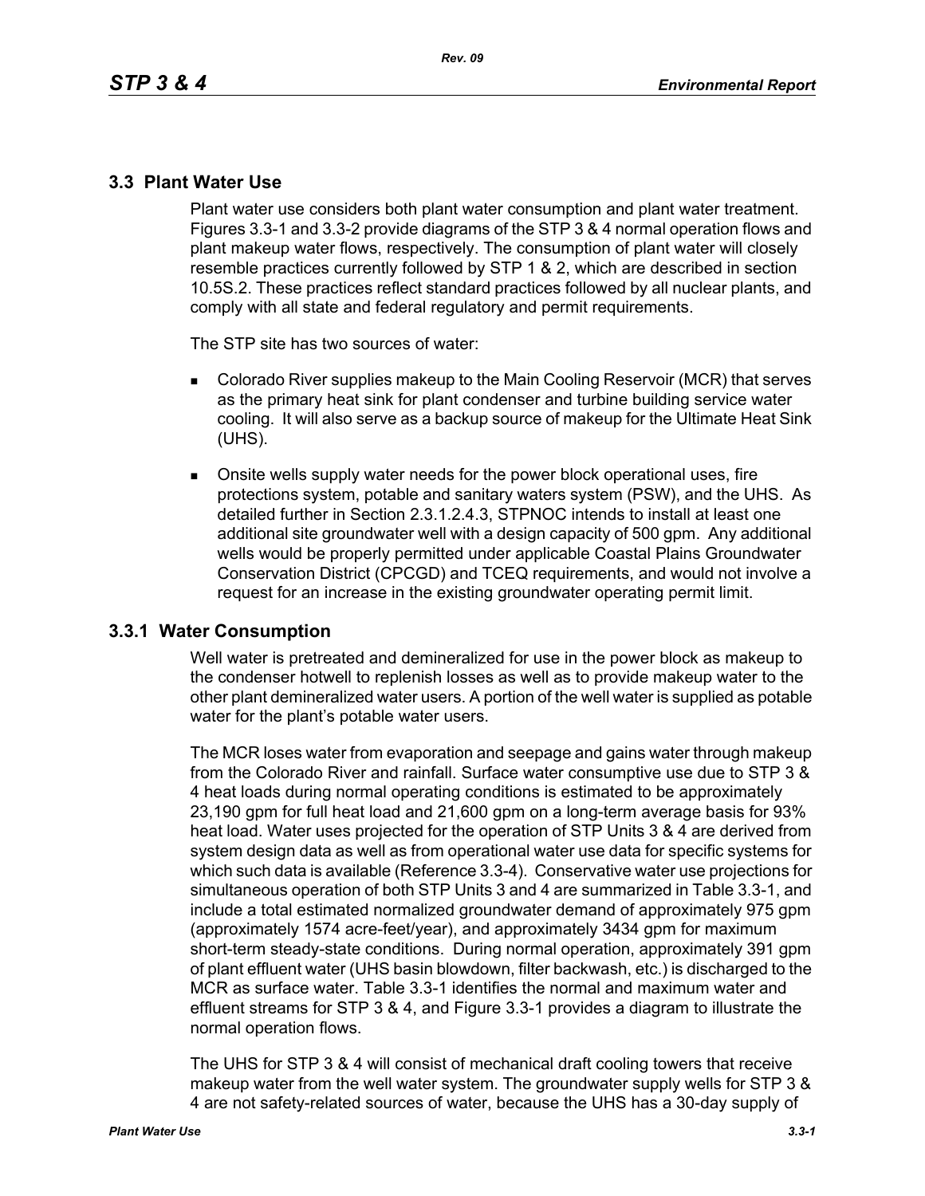## 3.3 Plant Water Use

Plant water use considers both plant water consumption and plant water treatment. Figures 3.3-1 and 3.3-2 provide diagrams of the STP 3 & 4 normal operation flows and plant makeup water flows, respectively. The consumption of plant water will closely resemble practices currently followed by STP 1 & 2, which are described in section 10.5S.2. These practices reflect standard practices followed by all nuclear plants, and comply with all state and federal regulatory and permit requirements.

The STP site has two sources of water:

- Colorado River supplies makeup to the Main Cooling Reservoir (MCR) that serves as the primary heat sink for plant condenser and turbine building service water cooling. It will also serve as a backup source of makeup for the Ultimate Heat Sink (UHS).
- Onsite wells supply water needs for the power block operational uses, fire protections system, potable and sanitary waters system (PSW), and the UHS. As detailed further in Section 2.3.1.2.4.3, STPNOC intends to install at least one additional site groundwater well with a design capacity of 500 gpm. Any additional wells would be properly permitted under applicable Coastal Plains Groundwater Conservation District (CPCGD) and TCEQ requirements, and would not involve a request for an increase in the existing groundwater operating permit limit.

### 3.3.1 Water Consumption

Well water is pretreated and demineralized for use in the power block as makeup to the condenser hotwell to replenish losses as well as to provide makeup water to the other plant demineralized water users. A portion of the well water is supplied as potable water for the plant's potable water users.

The MCR loses water from evaporation and seepage and gains water through makeup from the Colorado River and rainfall. Surface water consumptive use due to STP 3 & 4 heat loads during normal operating conditions is estimated to be approximately 23,190 gpm for full heat load and 21,600 gpm on a long-term average basis for 93% heat load. Water uses projected for the operation of STP Units 3 & 4 are derived from system design data as well as from operational water use data for specific systems for which such data is available (Reference 3.3-4). Conservative water use projections for simultaneous operation of both STP Units 3 and 4 are summarized in Table 3.3-1, and include a total estimated normalized groundwater demand of approximately 975 gpm (approximately 1574 acre-feet/year), and approximately 3434 gpm for maximum short-term steady-state conditions. During normal operation, approximately 391 gpm of plant effluent water (UHS basin blowdown, filter backwash, etc.) is discharged to the MCR as surface water. Table 3.3-1 identifies the normal and maximum water and effluent streams for STP 3 & 4, and Figure 3.3-1 provides a diagram to illustrate the normal operation flows.

The UHS for STP 3 & 4 will consist of mechanical draft cooling towers that receive makeup water from the well water system. The groundwater supply wells for STP 3 & 4 are not safety-related sources of water, because the UHS has a 30-day supply of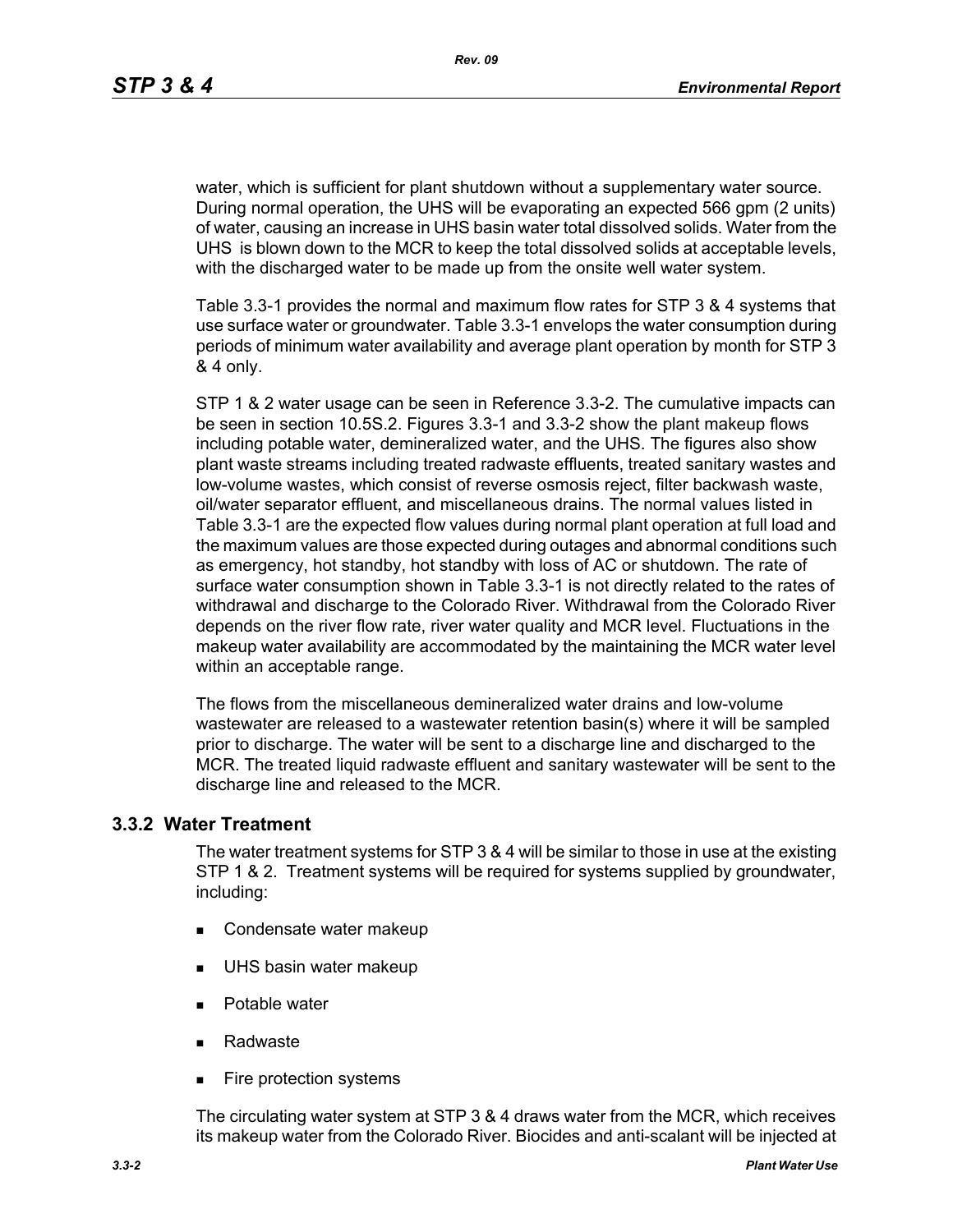water, which is sufficient for plant shutdown without a supplementary water source. During normal operation, the UHS will be evaporating an expected 566 gpm (2 units) of water, causing an increase in UHS basin water total dissolved solids. Water from the UHS is blown down to the MCR to keep the total dissolved solids at acceptable levels, with the discharged water to be made up from the onsite well water system.

Table 3.3-1 provides the normal and maximum flow rates for STP 3 & 4 systems that use surface water or groundwater. Table 3.3-1 envelops the water consumption during periods of minimum water availability and average plant operation by month for STP 3 & 4 only.

STP 1 & 2 water usage can be seen in Reference 3.3-2. The cumulative impacts can be seen in section 10.5S.2. Figures 3.3-1 and 3.3-2 show the plant makeup flows including potable water, demineralized water, and the UHS. The figures also show plant waste streams including treated radwaste effluents, treated sanitary wastes and low-volume wastes, which consist of reverse osmosis reject, filter backwash waste, oil/water separator effluent, and miscellaneous drains. The normal values listed in Table 3.3-1 are the expected flow values during normal plant operation at full load and the maximum values are those expected during outages and abnormal conditions such as emergency, hot standby, hot standby with loss of AC or shutdown. The rate of surface water consumption shown in Table 3.3-1 is not directly related to the rates of withdrawal and discharge to the Colorado River. Withdrawal from the Colorado River depends on the river flow rate, river water quality and MCR level. Fluctuations in the makeup water availability are accommodated by the maintaining the MCR water level within an acceptable range.

The flows from the miscellaneous demineralized water drains and low-volume wastewater are released to a wastewater retention basin(s) where it will be sampled prior to discharge. The water will be sent to a discharge line and discharged to the MCR. The treated liquid radwaste effluent and sanitary wastewater will be sent to the discharge line and released to the MCR.

### 3.3.2 Water Treatment

The water treatment systems for STP 3 & 4 will be similar to those in use at the existing STP 1 & 2. Treatment systems will be required for systems supplied by groundwater, including:

- Condensate water makeup
- UHS basin water makeup
- Potable water
- Radwaste
- Fire protection systems

The circulating water system at STP 3 & 4 draws water from the MCR, which receives its makeup water from the Colorado River. Biocides and anti-scalant will be injected at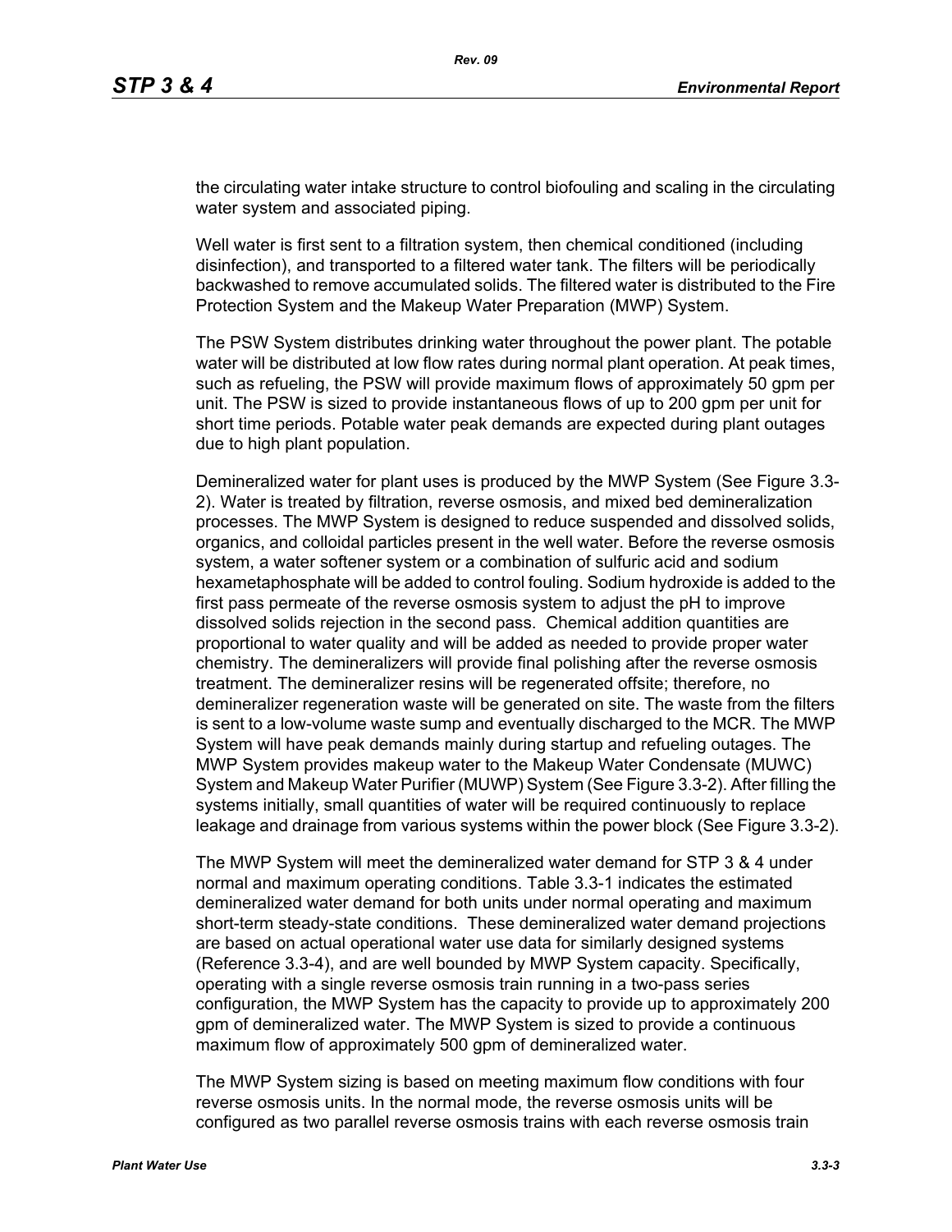the circulating water intake structure to control biofouling and scaling in the circulating water system and associated piping.

Well water is first sent to a filtration system, then chemical conditioned (including disinfection), and transported to a filtered water tank. The filters will be periodically backwashed to remove accumulated solids. The filtered water is distributed to the Fire Protection System and the Makeup Water Preparation (MWP) System.

The PSW System distributes drinking water throughout the power plant. The potable water will be distributed at low flow rates during normal plant operation. At peak times, such as refueling, the PSW will provide maximum flows of approximately 50 gpm per unit. The PSW is sized to provide instantaneous flows of up to 200 gpm per unit for short time periods. Potable water peak demands are expected during plant outages due to high plant population.

Demineralized water for plant uses is produced by the MWP System (See Figure 3.3-2). Water is treated by filtration, reverse osmosis, and mixed bed demineralization processes. The MWP System is designed to reduce suspended and dissolved solids, organics, and colloidal particles present in the well water. Before the reverse osmosis system, a water softener system or a combination of sulfuric acid and sodium hexametaphosphate will be added to control fouling. Sodium hydroxide is added to the first pass permeate of the reverse osmosis system to adjust the pH to improve dissolved solids rejection in the second pass. Chemical addition quantities are proportional to water quality and will be added as needed to provide proper water chemistry. The demineralizers will provide final polishing after the reverse osmosis treatment. The demineralizer resins will be regenerated offsite; therefore, no demineralizer regeneration waste will be generated on site. The waste from the filters is sent to a low-volume waste sump and eventually discharged to the MCR. The MWP System will have peak demands mainly during startup and refueling outages. The MWP System provides makeup water to the Makeup Water Condensate (MUWC) System and Makeup Water Purifier (MUWP) System (See Figure 3.3-2). After filling the systems initially, small quantities of water will be required continuously to replace leakage and drainage from various systems within the power block (See Figure 3.3-2).

The MWP System will meet the demineralized water demand for STP 3 & 4 under normal and maximum operating conditions. Table 3.3-1 indicates the estimated demineralized water demand for both units under normal operating and maximum short-term steady-state conditions. These demineralized water demand projections are based on actual operational water use data for similarly designed systems (Reference 3.3-4), and are well bounded by MWP System capacity. Specifically, operating with a single reverse osmosis train running in a two-pass series configuration, the MWP System has the capacity to provide up to approximately 200 gpm of demineralized water. The MWP System is sized to provide a continuous maximum flow of approximately 500 gpm of demineralized water.

The MWP System sizing is based on meeting maximum flow conditions with four reverse osmosis units. In the normal mode, the reverse osmosis units will be configured as two parallel reverse osmosis trains with each reverse osmosis train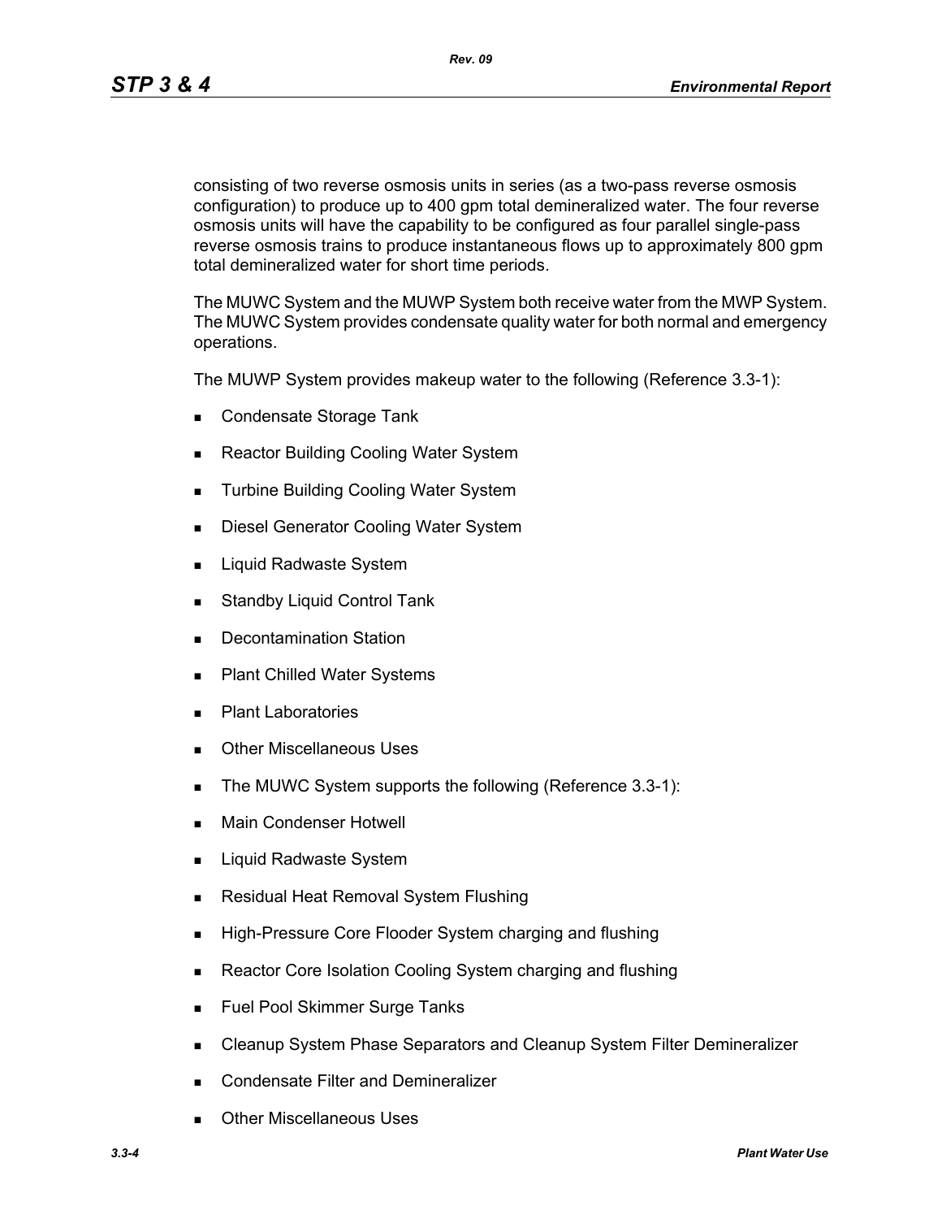consisting of two reverse osmosis units in series (as a two-pass reverse osmosis configuration) to produce up to 400 gpm total demineralized water. The four reverse osmosis units will have the capability to be configured as four parallel single-pass reverse osmosis trains to produce instantaneous flows up to approximately 800 gpm total demineralized water for short time periods.

The MUWC System and the MUWP System both receive water from the MWP System. The MUWC System provides condensate quality water for both normal and emergency operations.

The MUWP System provides makeup water to the following (Reference 3.3-1):

- Condensate Storage Tank
- Reactor Building Cooling Water System
- Turbine Building Cooling Water System
- Diesel Generator Cooling Water System
- Liquid Radwaste System
- Standby Liquid Control Tank
- Decontamination Station
- Plant Chilled Water Systems
- Plant Laboratories
- Other Miscellaneous Uses
- The MUWC System supports the following (Reference 3.3-1):
- Main Condenser Hotwell
- Liquid Radwaste System
- Residual Heat Removal System Flushing
- High-Pressure Core Flooder System charging and flushing
- Reactor Core Isolation Cooling System charging and flushing
- Fuel Pool Skimmer Surge Tanks
- Cleanup System Phase Separators and Cleanup System Filter Demineralizer
- Condensate Filter and Demineralizer
- Other Miscellaneous Uses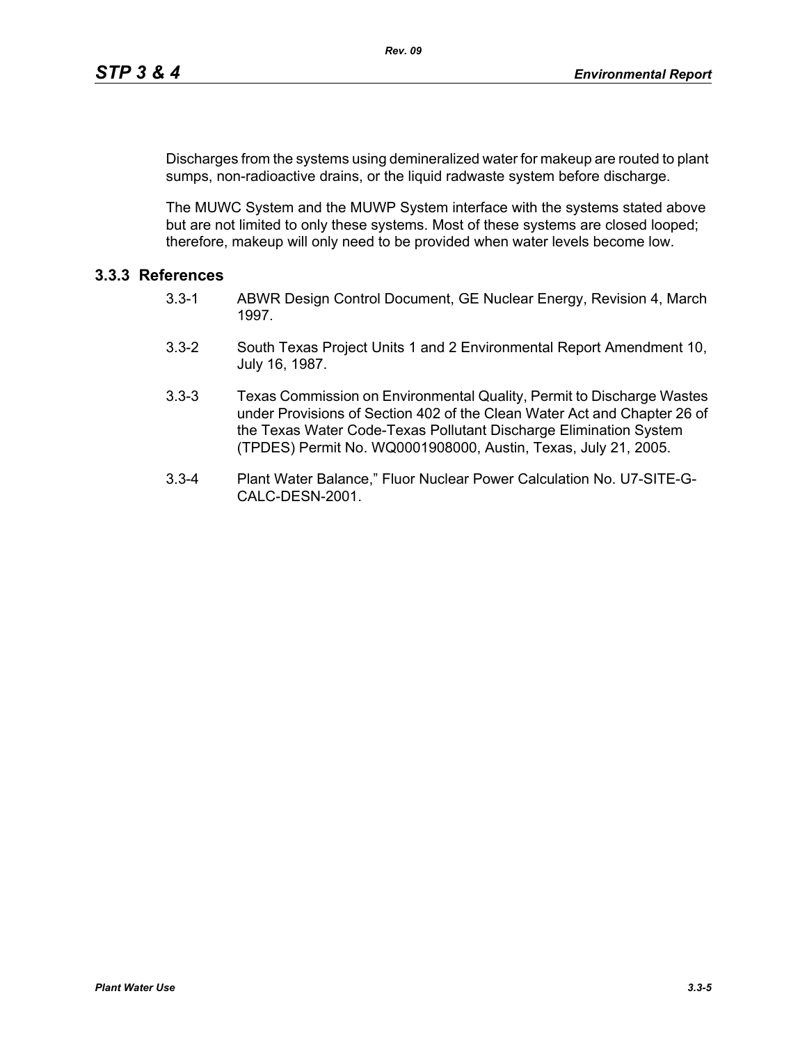Discharges from the systems using demineralized water for makeup are routed to plant sumps, non-radioactive drains, or the liquid radwaste system before discharge.

The MUWC System and the MUWP System interface with the systems stated above but are not limited to only these systems. Most of these systems are closed looped; therefore, makeup will only need to be provided when water levels become low.

### 3.3.3 References

3.3-1 ABWR Design Control Document, GE Nuclear Energy, Revision 4, March 1997.

3.3-2 South Texas Project Units 1 and 2 Environmental Report Amendment 10, July 16, 1987.

3.3-3 Texas Commission on Environmental Quality, Permit to Discharge Wastes under Provisions of Section 402 of the Clean Water Act and Chapter 26 of the Texas Water Code-Texas Pollutant Discharge Elimination System (TPDES) Permit No. WQ0001908000, Austin, Texas, July 21, 2005.

3.3-4 Plant Water Balance," Fluor Nuclear Power Calculation No. U7-SITE-G-CALC-DESN-2001.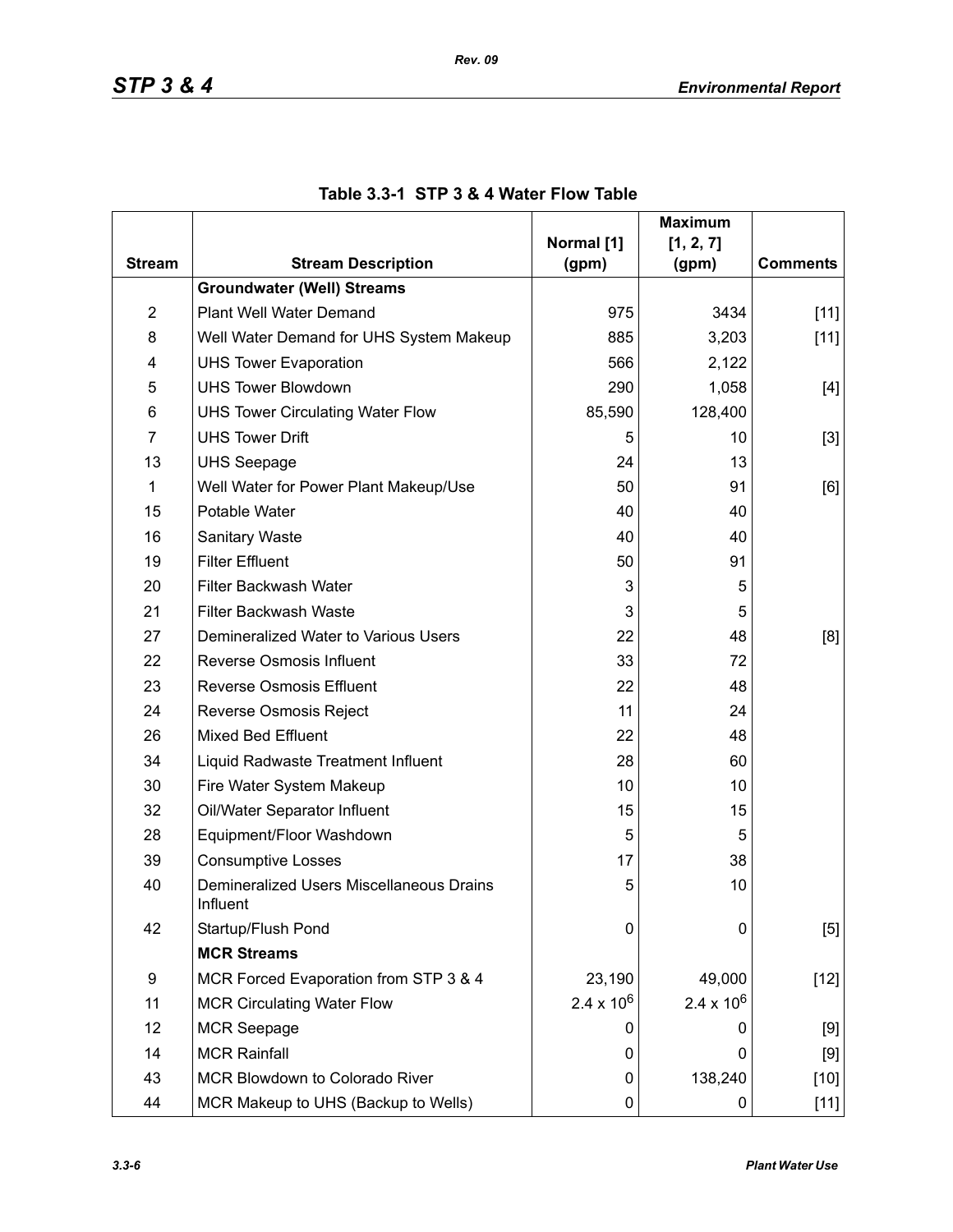**Table 3.3-1 STP 3 & 4 Water Flow Table**

| Stream | Stream Description | Normal [1] (gpm) | Maximum [1, 2, 7] (gpm) | Comments |
|---|---|---|---|---|
| | **Groundwater (Well) Streams** | | | |
| 2 | Plant Well Water Demand | 975 | 3434 | [11] |
| 8 | Well Water Demand for UHS System Makeup | 885 | 3,203 | [11] |
| 4 | UHS Tower Evaporation | 566 | 2,122 | |
| 5 | UHS Tower Blowdown | 290 | 1,058 | [4] |
| 6 | UHS Tower Circulating Water Flow | 85,590 | 128,400 | |
| 7 | UHS Tower Drift | 5 | 10 | [3] |
| 13 | UHS Seepage | 24 | 13 | |
| 1 | Well Water for Power Plant Makeup/Use | 50 | 91 | [6] |
| 15 | Potable Water | 40 | 40 | |
| 16 | Sanitary Waste | 40 | 40 | |
| 19 | Filter Effluent | 50 | 91 | |
| 20 | Filter Backwash Water | 3 | 5 | |
| 21 | Filter Backwash Waste | 3 | 5 | |
| 27 | Demineralized Water to Various Users | 22 | 48 | [8] |
| 22 | Reverse Osmosis Influent | 33 | 72 | |
| 23 | Reverse Osmosis Effluent | 22 | 48 | |
| 24 | Reverse Osmosis Reject | 11 | 24 | |
| 26 | Mixed Bed Effluent | 22 | 48 | |
| 34 | Liquid Radwaste Treatment Influent | 28 | 60 | |
| 30 | Fire Water System Makeup | 10 | 10 | |
| 32 | Oil/Water Separator Influent | 15 | 15 | |
| 28 | Equipment/Floor Washdown | 5 | 5 | |
| 39 | Consumptive Losses | 17 | 38 | |
| 40 | Demineralized Users Miscellaneous Drains Influent | 5 | 10 | |
| 42 | Startup/Flush Pond | 0 | 0 | [5] |
| | **MCR Streams** | | | |
| 9 | MCR Forced Evaporation from STP 3 & 4 | 23,190 | 49,000 | [12] |
| 11 | MCR Circulating Water Flow | $2.4 \times 10^6$ | $2.4 \times 10^6$ | |
| 12 | MCR Seepage | 0 | 0 | [9] |
| 14 | MCR Rainfall | 0 | 0 | [9] |
| 43 | MCR Blowdown to Colorado River | 0 | 138,240 | [10] |
| 44 | MCR Makeup to UHS (Backup to Wells) | 0 | 0 | [11] |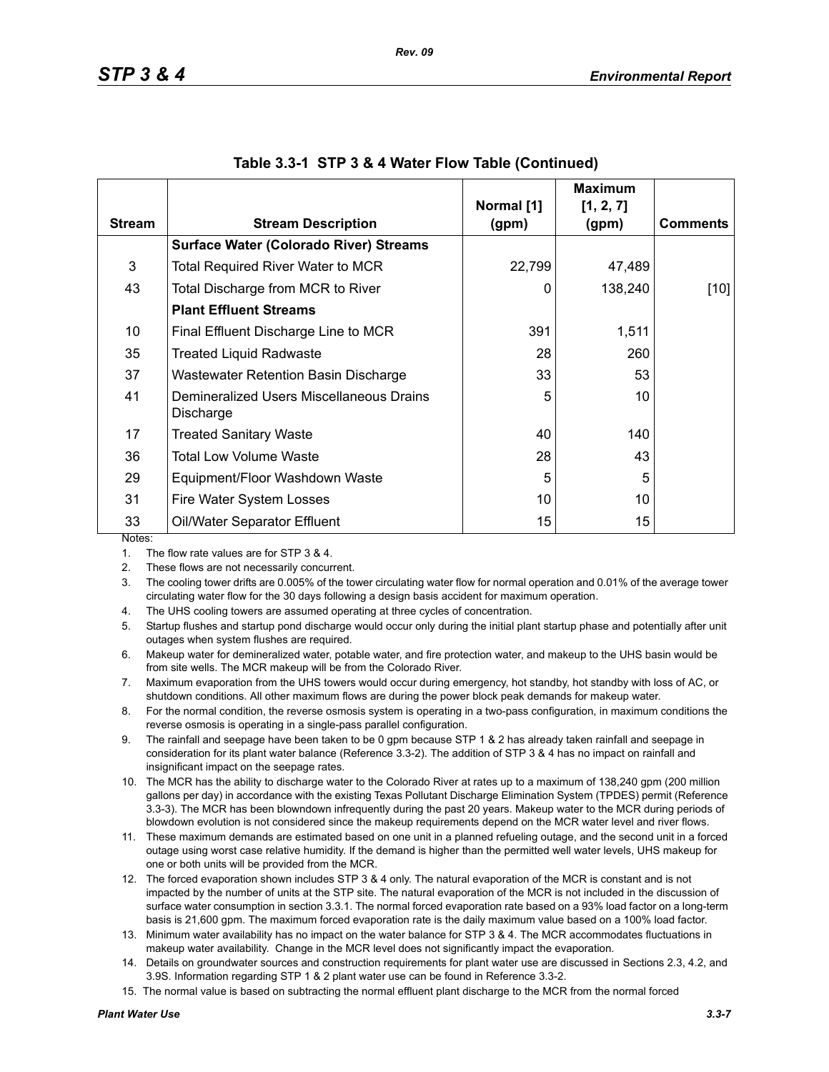**Table 3.3-1 STP 3 & 4 Water Flow Table (Continued)**

| Stream | Stream Description | Normal [1] (gpm) | Maximum [1, 2, 7] (gpm) | Comments |
|---|---|---|---|---|
| | **Surface Water (Colorado River) Streams** | | | |
| 3 | Total Required River Water to MCR | 22,799 | 47,489 | |
| 43 | Total Discharge from MCR to River | 0 | 138,240 | [10] |
| | **Plant Effluent Streams** | | | |
| 10 | Final Effluent Discharge Line to MCR | 391 | 1,511 | |
| 35 | Treated Liquid Radwaste | 28 | 260 | |
| 37 | Wastewater Retention Basin Discharge | 33 | 53 | |
| 41 | Demineralized Users Miscellaneous Drains Discharge | 5 | 10 | |
| 17 | Treated Sanitary Waste | 40 | 140 | |
| 36 | Total Low Volume Waste | 28 | 43 | |
| 29 | Equipment/Floor Washdown Waste | 5 | 5 | |
| 31 | Fire Water System Losses | 10 | 10 | |
| 33 | Oil/Water Separator Effluent | 15 | 15 | |

Notes:

1. The flow rate values are for STP 3 & 4.
2. These flows are not necessarily concurrent.
3. The cooling tower drifts are 0.005% of the tower circulating water flow for normal operation and 0.01% of the average tower circulating water flow for the 30 days following a design basis accident for maximum operation.
4. The UHS cooling towers are assumed operating at three cycles of concentration.
5. Startup flushes and startup pond discharge would occur only during the initial plant startup phase and potentially after unit outages when system flushes are required.
6. Makeup water for demineralized water, potable water, and fire protection water, and makeup to the UHS basin would be from site wells. The MCR makeup will be from the Colorado River.
7. Maximum evaporation from the UHS towers would occur during emergency, hot standby, hot standby with loss of AC, or shutdown conditions. All other maximum flows are during the power block peak demands for makeup water.
8. For the normal condition, the reverse osmosis system is operating in a two-pass configuration, in maximum conditions the reverse osmosis is operating in a single-pass parallel configuration.
9. The rainfall and seepage have been taken to be 0 gpm because STP 1 & 2 has already taken rainfall and seepage in consideration for its plant water balance (Reference 3.3-2). The addition of STP 3 & 4 has no impact on rainfall and insignificant impact on the seepage rates.
10. The MCR has the ability to discharge water to the Colorado River at rates up to a maximum of 138,240 gpm (200 million gallons per day) in accordance with the existing Texas Pollutant Discharge Elimination System (TPDES) permit (Reference 3.3-3). The MCR has been blowndown infrequently during the past 20 years. Makeup water to the MCR during periods of blowdown evolution is not considered since the makeup requirements depend on the MCR water level and river flows.
11. These maximum demands are estimated based on one unit in a planned refueling outage, and the second unit in a forced outage using worst case relative humidity. If the demand is higher than the permitted well water levels, UHS makeup for one or both units will be provided from the MCR.
12. The forced evaporation shown includes STP 3 & 4 only. The natural evaporation of the MCR is constant and is not impacted by the number of units at the STP site. The natural evaporation of the MCR is not included in the discussion of surface water consumption in section 3.3.1. The normal forced evaporation rate based on a 93% load factor on a long-term basis is 21,600 gpm. The maximum forced evaporation rate is the daily maximum value based on a 100% load factor.
13. Minimum water availability has no impact on the water balance for STP 3 & 4. The MCR accommodates fluctuations in makeup water availability. Change in the MCR level does not significantly impact the evaporation.
14. Details on groundwater sources and construction requirements for plant water use are discussed in Sections 2.3, 4.2, and 3.9S. Information regarding STP 1 & 2 plant water use can be found in Reference 3.3-2.
15. The normal value is based on subtracting the normal effluent plant discharge to the MCR from the normal forced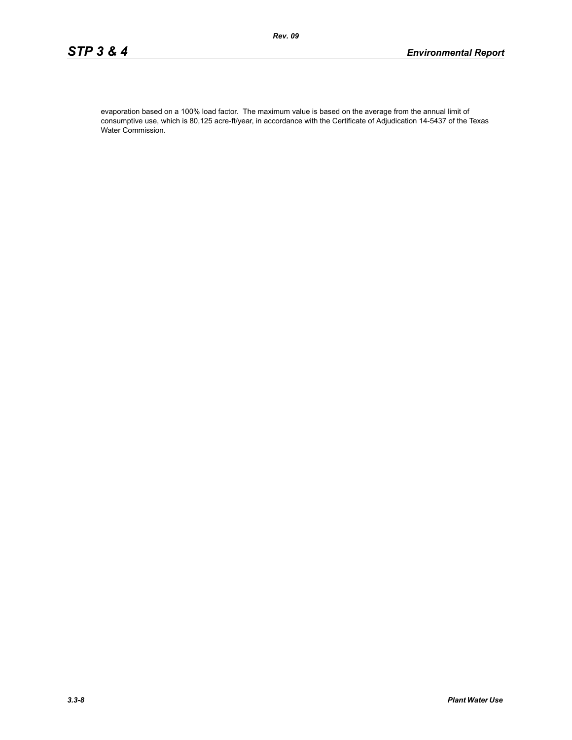evaporation based on a 100% load factor. The maximum value is based on the average from the annual limit of consumptive use, which is 80,125 acre-ft/year, in accordance with the Certificate of Adjudication 14-5437 of the Texas Water Commission.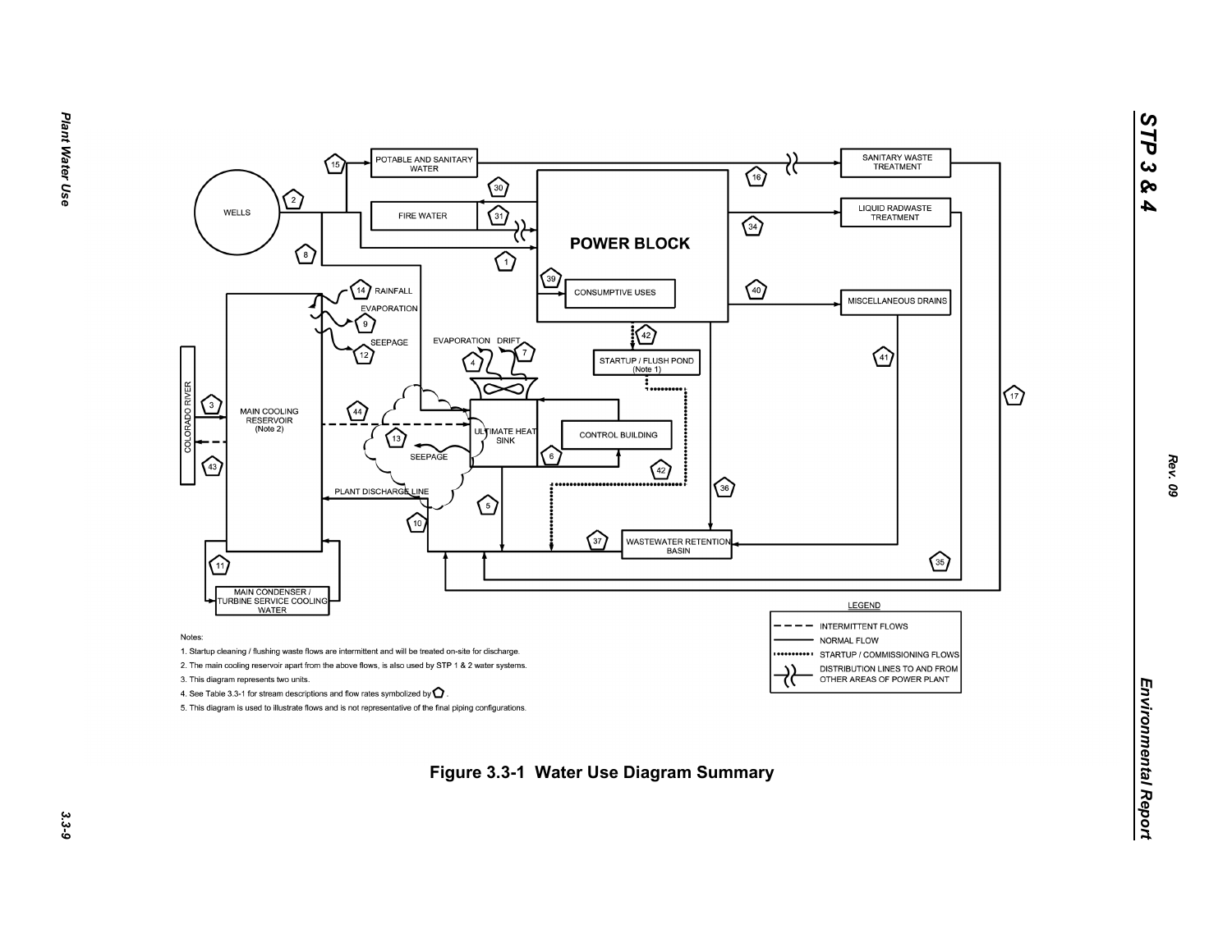Notes:

1. Startup cleaning / flushing waste flows are intermittent and will be treated on-site for discharge.
2. The main cooling reservoir apart from the above flows, is also used by STP 1 & 2 water systems.
3. This diagram represents two units.
4. See Table 3.3-1 for stream descriptions and flow rates symbolized by ⬠ .
5. This diagram is used to illustrate flows and is not representative of the final piping configurations.

LEGEND

- INTERMITTENT FLOWS
- NORMAL FLOW
- STARTUP / COMMISSIONING FLOWS
- DISTRIBUTION LINES TO AND FROM OTHER AREAS OF POWER PLANT

**Figure 3.3-1 Water Use Diagram Summary**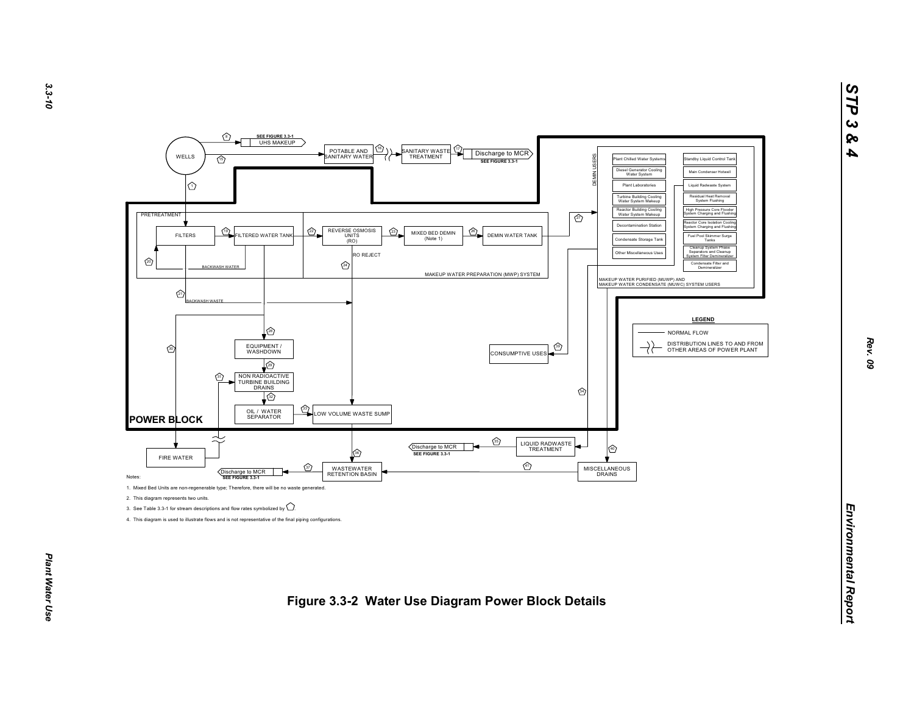SEE FIGURE 3.3-1

UHS MAKEUP

WELLS

POTABLE AND SANITARY WATER

SANITARY WASTE TREATMENT

Discharge to MCR

SEE FIGURE 3.3-1

DEMIN USERS

Plant Chilled Water Systems

Diesel Generator Cooling Water System

Plant Laboratories

Turbine Building Cooling Water System Makeup

Reactor Building Cooling Water System Makeup

Decontamination Station

Condensate Storage Tank

Other Miscellaneous Uses

Standby Liquid Control Tank

Main Condenser Hotwell

Liquid Radwaste System

Residual Heat Removal System Flushing

High Pressure Core Flooder System Charging and Flushing

Reactor Core Isolation Cooling System Charging and Flushing

Fuel Pool Skimmer Surge Tanks

Cleanup System Phase Separators and Cleanup System Filter Demineralizer

Condensate Filter and Demineralizer

MAKEUP WATER PURIFIED (MUWP) AND MAKEUP WATER CONDENSATE (MUWC) SYSTEM USERS

PRETREATMENT

FILTERS

FILTERED WATER TANK

BACKWASH WATER

REVERSE OSMOSIS UNITS (RO)

RO REJECT

MIXED BED DEMIN (Note 1)

DEMIN WATER TANK

MAKEUP WATER PREPARATION (MWP) SYSTEM

BACKWASH WASTE

EQUIPMENT / WASHDOWN

NON RADIOACTIVE TURBINE BUILDING DRAINS

OIL / WATER SEPARATOR

LOW VOLUME WASTE SUMP

CONSUMPTIVE USES

POWER BLOCK

FIRE WATER

LIQUID RADWASTE TREATMENT

Discharge to MCR

SEE FIGURE 3.3-1

WASTEWATER RETENTION BASIN

Discharge to MCR

SEE FIGURE 3.3-1

MISCELLANEOUS DRAINS

8, 15, 16, 17, 1, 19, 20, 21, 22, 23, 24, 26, 27, 28, 29, 30, 31, 32, 33, 34, 35, 36, 37, 38, 40, 41

LEGEND

NORMAL FLOW

DISTRIBUTION LINES TO AND FROM OTHER AREAS OF POWER PLANT

Notes:

1. Mixed Bed Units are non-regenerable type; Therefore, there will be no waste generated.
2. This diagram represents two units.
3. See Table 3.3-1 for stream descriptions and flow rates symbolized by ⬠.
4. This diagram is used to illustrate flows and is not representative of the final piping configurations.

**Figure 3.3-2 Water Use Diagram Power Block Details**